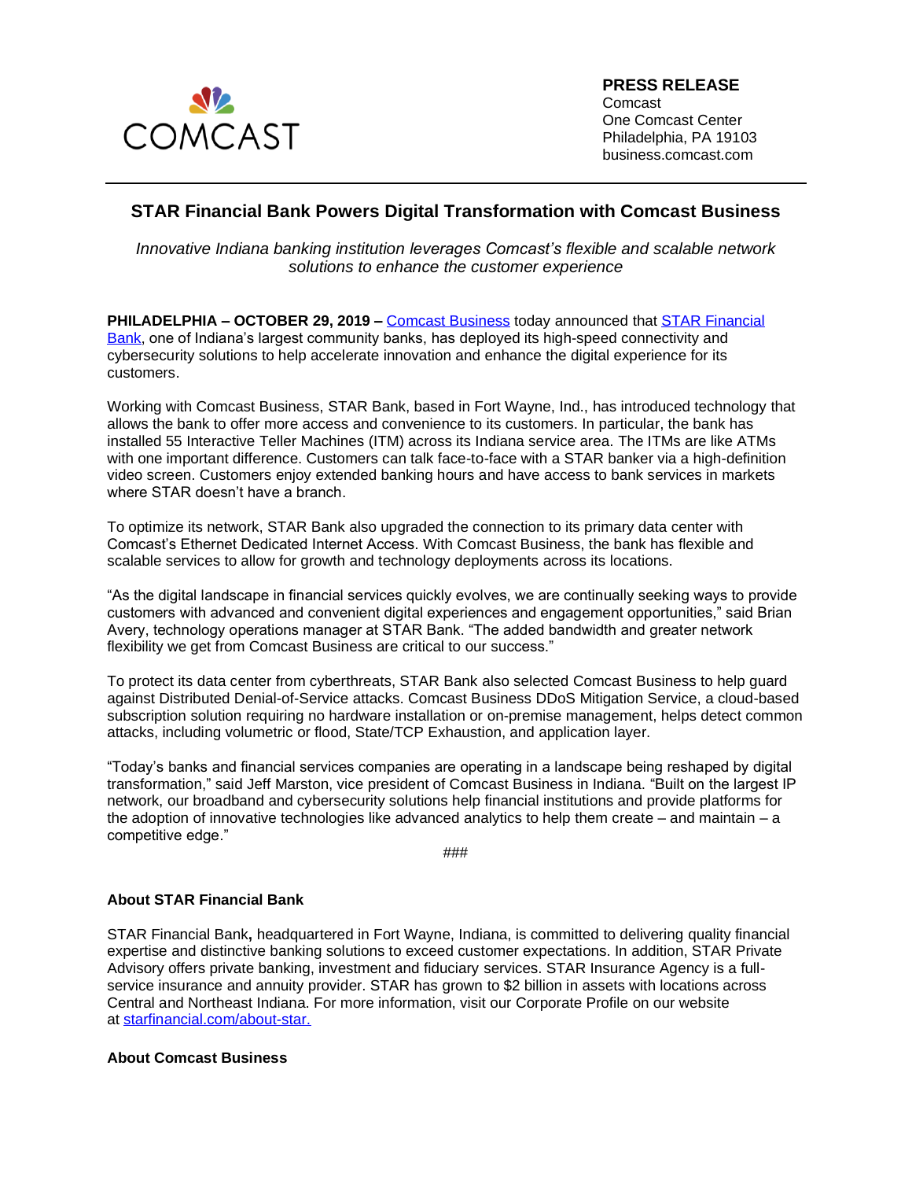**PRESS RELEASE**
Comcast
One Comcast Center
Philadelphia, PA 19103
business.comcast.com

# STAR Financial Bank Powers Digital Transformation with Comcast Business

*Innovative Indiana banking institution leverages Comcast's flexible and scalable network solutions to enhance the customer experience*

**PHILADELPHIA – OCTOBER 29, 2019 –** Comcast Business today announced that STAR Financial Bank, one of Indiana's largest community banks, has deployed its high-speed connectivity and cybersecurity solutions to help accelerate innovation and enhance the digital experience for its customers.

Working with Comcast Business, STAR Bank, based in Fort Wayne, Ind., has introduced technology that allows the bank to offer more access and convenience to its customers. In particular, the bank has installed 55 Interactive Teller Machines (ITM) across its Indiana service area. The ITMs are like ATMs with one important difference. Customers can talk face-to-face with a STAR banker via a high-definition video screen. Customers enjoy extended banking hours and have access to bank services in markets where STAR doesn't have a branch.

To optimize its network, STAR Bank also upgraded the connection to its primary data center with Comcast's Ethernet Dedicated Internet Access. With Comcast Business, the bank has flexible and scalable services to allow for growth and technology deployments across its locations.

"As the digital landscape in financial services quickly evolves, we are continually seeking ways to provide customers with advanced and convenient digital experiences and engagement opportunities," said Brian Avery, technology operations manager at STAR Bank. "The added bandwidth and greater network flexibility we get from Comcast Business are critical to our success."

To protect its data center from cyberthreats, STAR Bank also selected Comcast Business to help guard against Distributed Denial-of-Service attacks. Comcast Business DDoS Mitigation Service, a cloud-based subscription solution requiring no hardware installation or on-premise management, helps detect common attacks, including volumetric or flood, State/TCP Exhaustion, and application layer.

"Today's banks and financial services companies are operating in a landscape being reshaped by digital transformation," said Jeff Marston, vice president of Comcast Business in Indiana. "Built on the largest IP network, our broadband and cybersecurity solutions help financial institutions and provide platforms for the adoption of innovative technologies like advanced analytics to help them create – and maintain – a competitive edge."

###

**About STAR Financial Bank**

STAR Financial Bank**,** headquartered in Fort Wayne, Indiana, is committed to delivering quality financial expertise and distinctive banking solutions to exceed customer expectations. In addition, STAR Private Advisory offers private banking, investment and fiduciary services. STAR Insurance Agency is a full-service insurance and annuity provider. STAR has grown to $2 billion in assets with locations across Central and Northeast Indiana. For more information, visit our Corporate Profile on our website at starfinancial.com/about-star.

**About Comcast Business**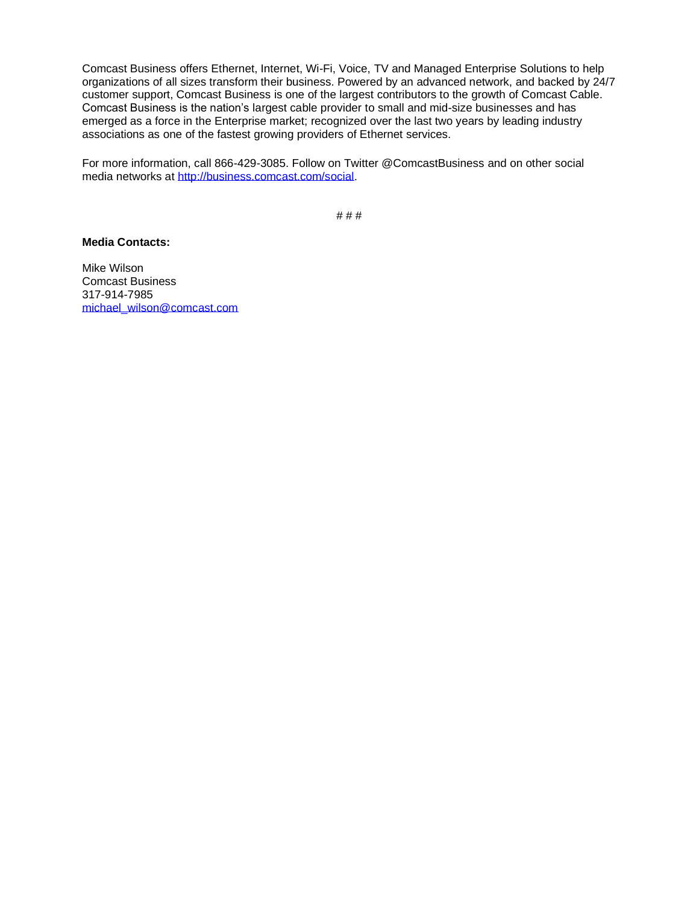Comcast Business offers Ethernet, Internet, Wi-Fi, Voice, TV and Managed Enterprise Solutions to help organizations of all sizes transform their business. Powered by an advanced network, and backed by 24/7 customer support, Comcast Business is one of the largest contributors to the growth of Comcast Cable. Comcast Business is the nation's largest cable provider to small and mid-size businesses and has emerged as a force in the Enterprise market; recognized over the last two years by leading industry associations as one of the fastest growing providers of Ethernet services.

For more information, call 866-429-3085. Follow on Twitter @ComcastBusiness and on other social media networks at http://business.comcast.com/social.

# # #

**Media Contacts:**

Mike Wilson
Comcast Business
317-914-7985
michael_wilson@comcast.com